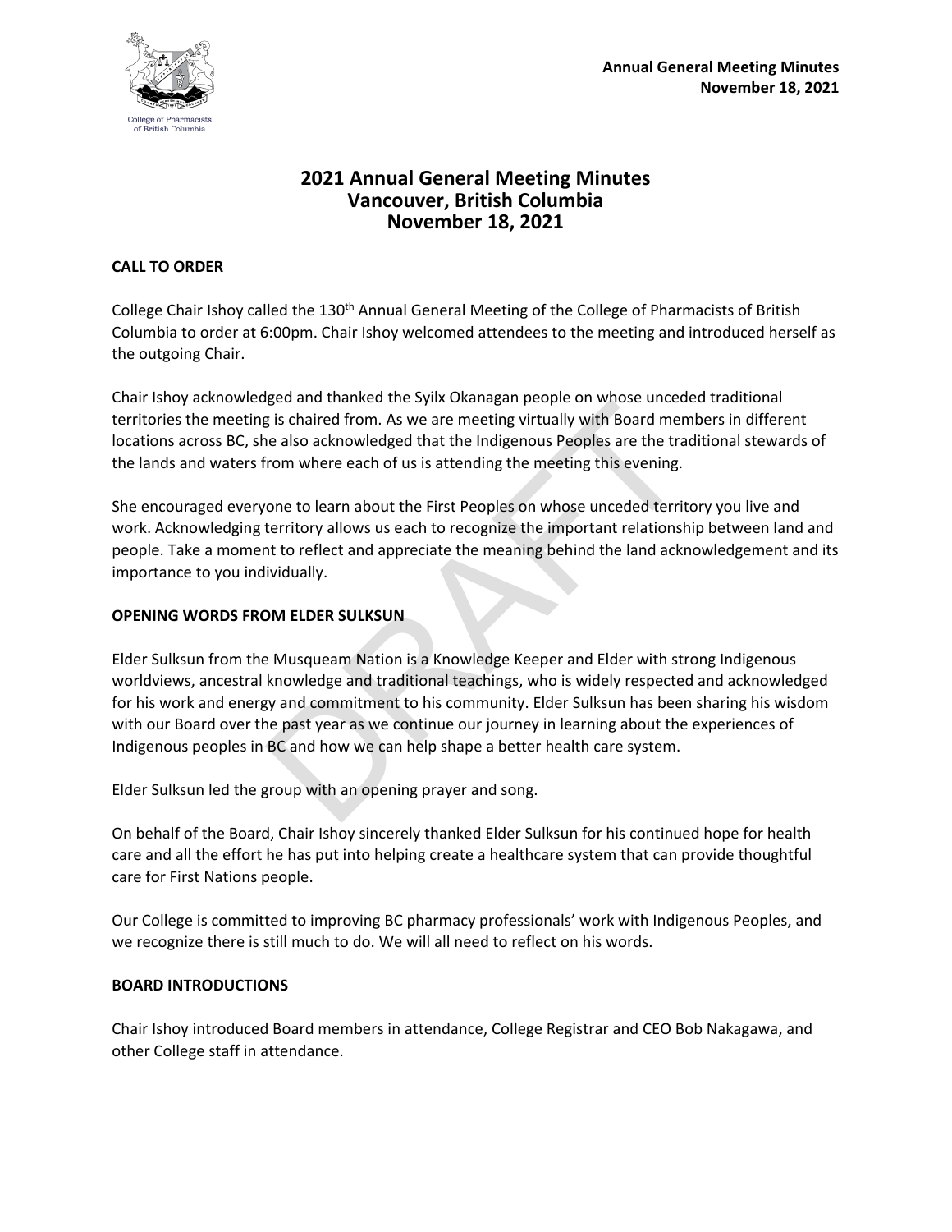# 2021 Annual General Meeting Minutes
## Vancouver, British Columbia
## November 18, 2021

**CALL TO ORDER**

College Chair Ishoy called the 130th Annual General Meeting of the College of Pharmacists of British Columbia to order at 6:00pm. Chair Ishoy welcomed attendees to the meeting and introduced herself as the outgoing Chair.

Chair Ishoy acknowledged and thanked the Syilx Okanagan people on whose unceded traditional territories the meeting is chaired from. As we are meeting virtually with Board members in different locations across BC, she also acknowledged that the Indigenous Peoples are the traditional stewards of the lands and waters from where each of us is attending the meeting this evening.

She encouraged everyone to learn about the First Peoples on whose unceded territory you live and work. Acknowledging territory allows us each to recognize the important relationship between land and people. Take a moment to reflect and appreciate the meaning behind the land acknowledgement and its importance to you individually.

**OPENING WORDS FROM ELDER SULKSUN**

Elder Sulksun from the Musqueam Nation is a Knowledge Keeper and Elder with strong Indigenous worldviews, ancestral knowledge and traditional teachings, who is widely respected and acknowledged for his work and energy and commitment to his community. Elder Sulksun has been sharing his wisdom with our Board over the past year as we continue our journey in learning about the experiences of Indigenous peoples in BC and how we can help shape a better health care system.

Elder Sulksun led the group with an opening prayer and song.

On behalf of the Board, Chair Ishoy sincerely thanked Elder Sulksun for his continued hope for health care and all the effort he has put into helping create a healthcare system that can provide thoughtful care for First Nations people.

Our College is committed to improving BC pharmacy professionals' work with Indigenous Peoples, and we recognize there is still much to do. We will all need to reflect on his words.

**BOARD INTRODUCTIONS**

Chair Ishoy introduced Board members in attendance, College Registrar and CEO Bob Nakagawa, and other College staff in attendance.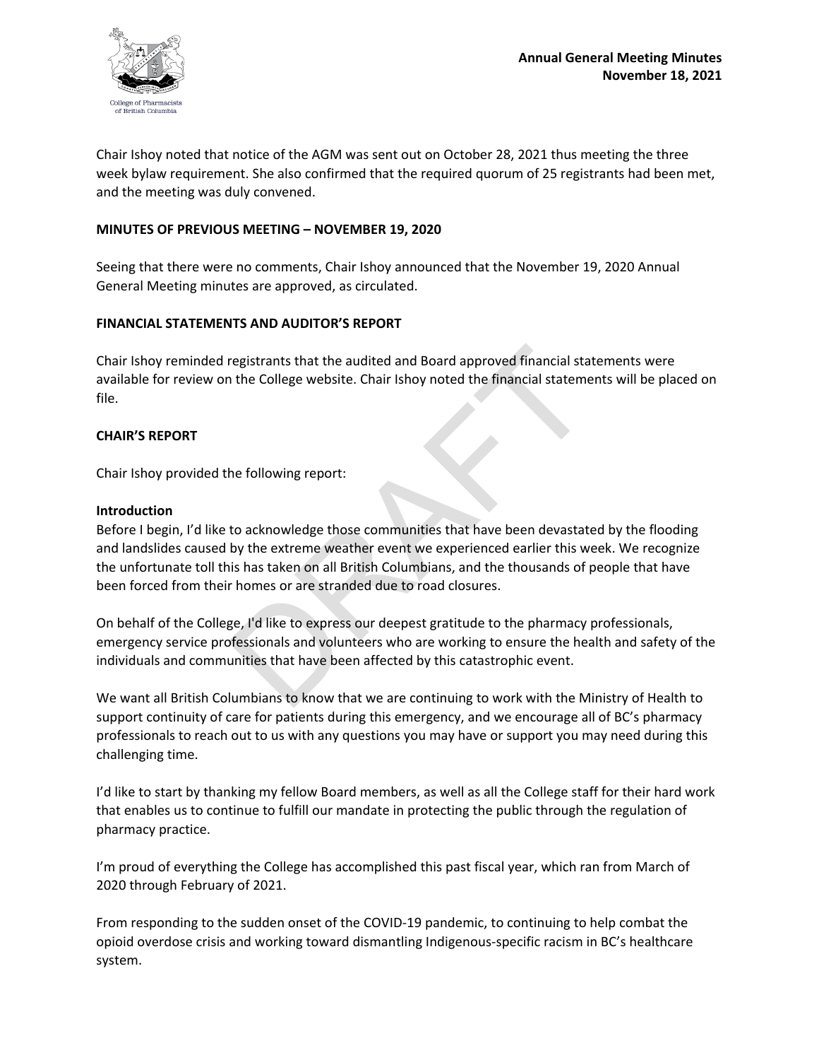Chair Ishoy noted that notice of the AGM was sent out on October 28, 2021 thus meeting the three week bylaw requirement. She also confirmed that the required quorum of 25 registrants had been met, and the meeting was duly convened.

**MINUTES OF PREVIOUS MEETING – NOVEMBER 19, 2020**

Seeing that there were no comments, Chair Ishoy announced that the November 19, 2020 Annual General Meeting minutes are approved, as circulated.

**FINANCIAL STATEMENTS AND AUDITOR'S REPORT**

Chair Ishoy reminded registrants that the audited and Board approved financial statements were available for review on the College website. Chair Ishoy noted the financial statements will be placed on file.

**CHAIR'S REPORT**

Chair Ishoy provided the following report:

**Introduction**

Before I begin, I'd like to acknowledge those communities that have been devastated by the flooding and landslides caused by the extreme weather event we experienced earlier this week. We recognize the unfortunate toll this has taken on all British Columbians, and the thousands of people that have been forced from their homes or are stranded due to road closures.

On behalf of the College, I'd like to express our deepest gratitude to the pharmacy professionals, emergency service professionals and volunteers who are working to ensure the health and safety of the individuals and communities that have been affected by this catastrophic event.

We want all British Columbians to know that we are continuing to work with the Ministry of Health to support continuity of care for patients during this emergency, and we encourage all of BC's pharmacy professionals to reach out to us with any questions you may have or support you may need during this challenging time.

I'd like to start by thanking my fellow Board members, as well as all the College staff for their hard work that enables us to continue to fulfill our mandate in protecting the public through the regulation of pharmacy practice.

I'm proud of everything the College has accomplished this past fiscal year, which ran from March of 2020 through February of 2021.

From responding to the sudden onset of the COVID-19 pandemic, to continuing to help combat the opioid overdose crisis and working toward dismantling Indigenous-specific racism in BC's healthcare system.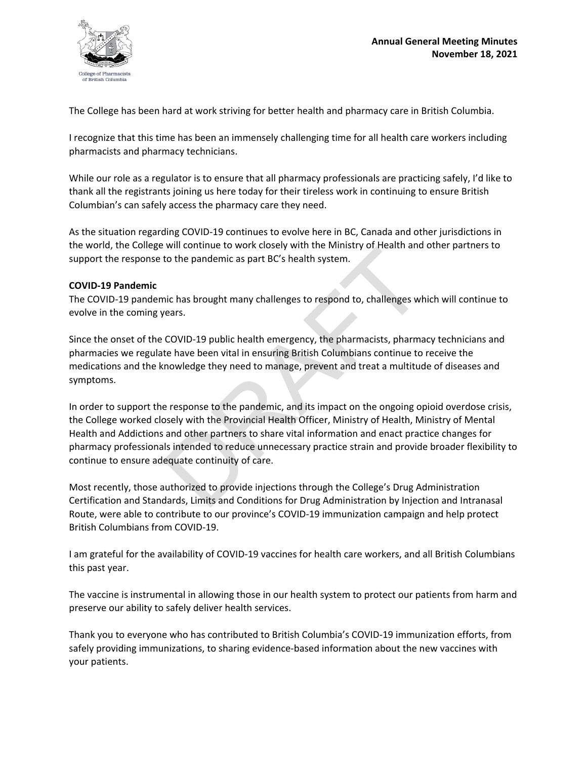The College has been hard at work striving for better health and pharmacy care in British Columbia.

I recognize that this time has been an immensely challenging time for all health care workers including pharmacists and pharmacy technicians.

While our role as a regulator is to ensure that all pharmacy professionals are practicing safely, I'd like to thank all the registrants joining us here today for their tireless work in continuing to ensure British Columbian's can safely access the pharmacy care they need.

As the situation regarding COVID-19 continues to evolve here in BC, Canada and other jurisdictions in the world, the College will continue to work closely with the Ministry of Health and other partners to support the response to the pandemic as part BC's health system.

**COVID-19 Pandemic**

The COVID-19 pandemic has brought many challenges to respond to, challenges which will continue to evolve in the coming years.

Since the onset of the COVID-19 public health emergency, the pharmacists, pharmacy technicians and pharmacies we regulate have been vital in ensuring British Columbians continue to receive the medications and the knowledge they need to manage, prevent and treat a multitude of diseases and symptoms.

In order to support the response to the pandemic, and its impact on the ongoing opioid overdose crisis, the College worked closely with the Provincial Health Officer, Ministry of Health, Ministry of Mental Health and Addictions and other partners to share vital information and enact practice changes for pharmacy professionals intended to reduce unnecessary practice strain and provide broader flexibility to continue to ensure adequate continuity of care.

Most recently, those authorized to provide injections through the College's Drug Administration Certification and Standards, Limits and Conditions for Drug Administration by Injection and Intranasal Route, were able to contribute to our province's COVID-19 immunization campaign and help protect British Columbians from COVID-19.

I am grateful for the availability of COVID-19 vaccines for health care workers, and all British Columbians this past year.

The vaccine is instrumental in allowing those in our health system to protect our patients from harm and preserve our ability to safely deliver health services.

Thank you to everyone who has contributed to British Columbia's COVID-19 immunization efforts, from safely providing immunizations, to sharing evidence-based information about the new vaccines with your patients.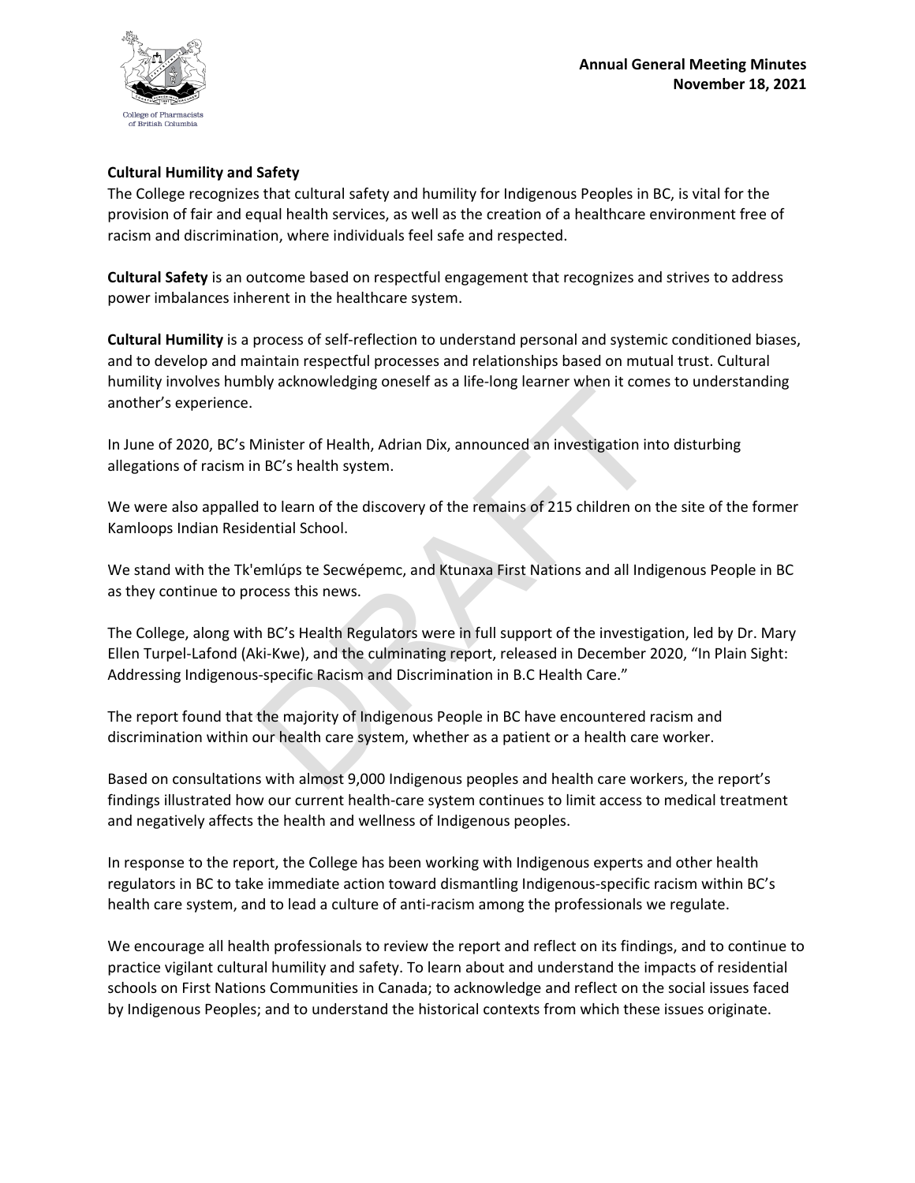**Cultural Humility and Safety**

The College recognizes that cultural safety and humility for Indigenous Peoples in BC, is vital for the provision of fair and equal health services, as well as the creation of a healthcare environment free of racism and discrimination, where individuals feel safe and respected.

**Cultural Safety** is an outcome based on respectful engagement that recognizes and strives to address power imbalances inherent in the healthcare system.

**Cultural Humility** is a process of self-reflection to understand personal and systemic conditioned biases, and to develop and maintain respectful processes and relationships based on mutual trust. Cultural humility involves humbly acknowledging oneself as a life-long learner when it comes to understanding another's experience.

In June of 2020, BC's Minister of Health, Adrian Dix, announced an investigation into disturbing allegations of racism in BC's health system.

We were also appalled to learn of the discovery of the remains of 215 children on the site of the former Kamloops Indian Residential School.

We stand with the Tk'emlúps te Secwépemc, and Ktunaxa First Nations and all Indigenous People in BC as they continue to process this news.

The College, along with BC's Health Regulators were in full support of the investigation, led by Dr. Mary Ellen Turpel-Lafond (Aki-Kwe), and the culminating report, released in December 2020, "In Plain Sight: Addressing Indigenous-specific Racism and Discrimination in B.C Health Care."

The report found that the majority of Indigenous People in BC have encountered racism and discrimination within our health care system, whether as a patient or a health care worker.

Based on consultations with almost 9,000 Indigenous peoples and health care workers, the report's findings illustrated how our current health-care system continues to limit access to medical treatment and negatively affects the health and wellness of Indigenous peoples.

In response to the report, the College has been working with Indigenous experts and other health regulators in BC to take immediate action toward dismantling Indigenous-specific racism within BC's health care system, and to lead a culture of anti-racism among the professionals we regulate.

We encourage all health professionals to review the report and reflect on its findings, and to continue to practice vigilant cultural humility and safety. To learn about and understand the impacts of residential schools on First Nations Communities in Canada; to acknowledge and reflect on the social issues faced by Indigenous Peoples; and to understand the historical contexts from which these issues originate.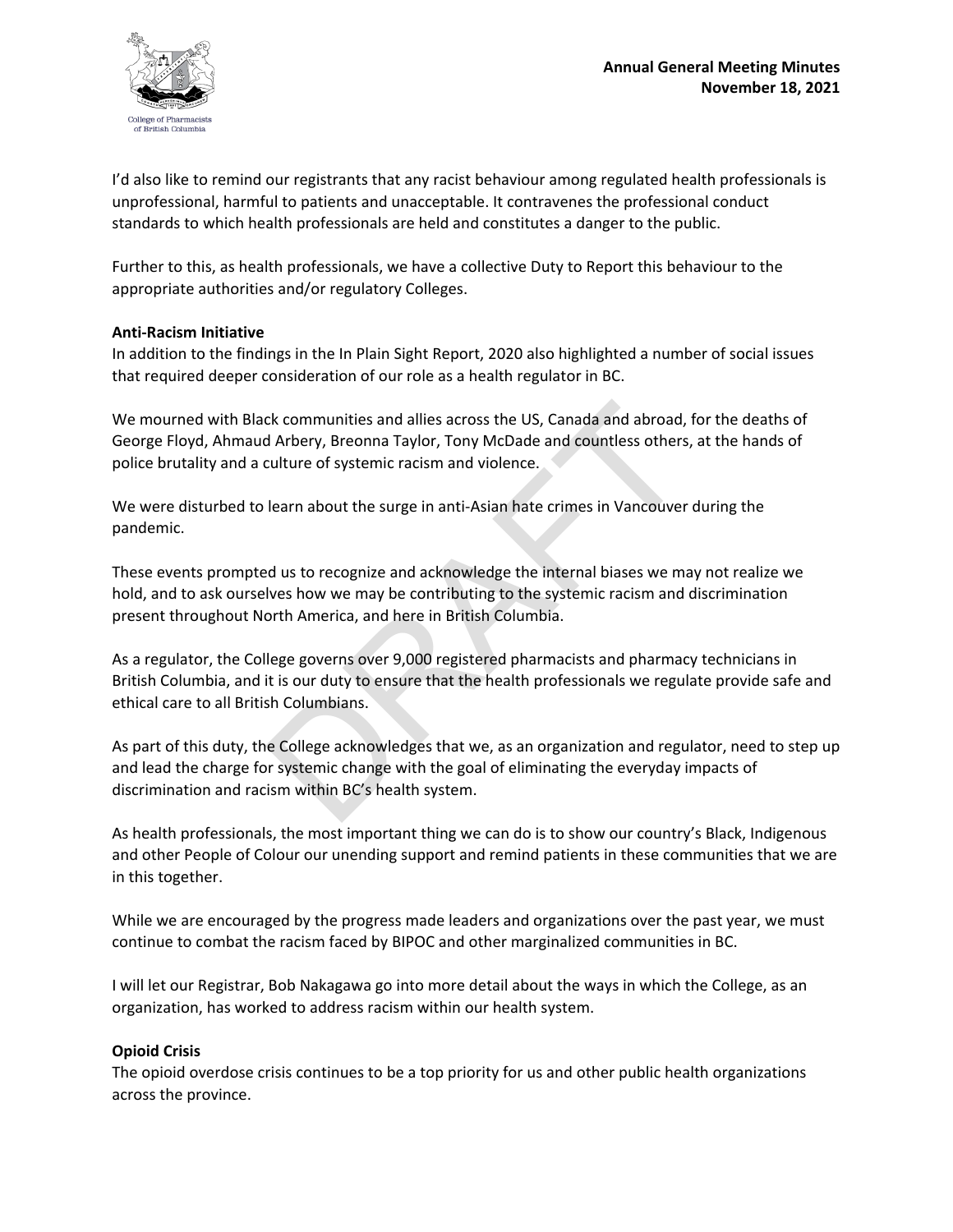I'd also like to remind our registrants that any racist behaviour among regulated health professionals is unprofessional, harmful to patients and unacceptable. It contravenes the professional conduct standards to which health professionals are held and constitutes a danger to the public.

Further to this, as health professionals, we have a collective Duty to Report this behaviour to the appropriate authorities and/or regulatory Colleges.

**Anti-Racism Initiative**

In addition to the findings in the In Plain Sight Report, 2020 also highlighted a number of social issues that required deeper consideration of our role as a health regulator in BC.

We mourned with Black communities and allies across the US, Canada and abroad, for the deaths of George Floyd, Ahmaud Arbery, Breonna Taylor, Tony McDade and countless others, at the hands of police brutality and a culture of systemic racism and violence.

We were disturbed to learn about the surge in anti-Asian hate crimes in Vancouver during the pandemic.

These events prompted us to recognize and acknowledge the internal biases we may not realize we hold, and to ask ourselves how we may be contributing to the systemic racism and discrimination present throughout North America, and here in British Columbia.

As a regulator, the College governs over 9,000 registered pharmacists and pharmacy technicians in British Columbia, and it is our duty to ensure that the health professionals we regulate provide safe and ethical care to all British Columbians.

As part of this duty, the College acknowledges that we, as an organization and regulator, need to step up and lead the charge for systemic change with the goal of eliminating the everyday impacts of discrimination and racism within BC's health system.

As health professionals, the most important thing we can do is to show our country's Black, Indigenous and other People of Colour our unending support and remind patients in these communities that we are in this together.

While we are encouraged by the progress made leaders and organizations over the past year, we must continue to combat the racism faced by BIPOC and other marginalized communities in BC.

I will let our Registrar, Bob Nakagawa go into more detail about the ways in which the College, as an organization, has worked to address racism within our health system.

**Opioid Crisis**

The opioid overdose crisis continues to be a top priority for us and other public health organizations across the province.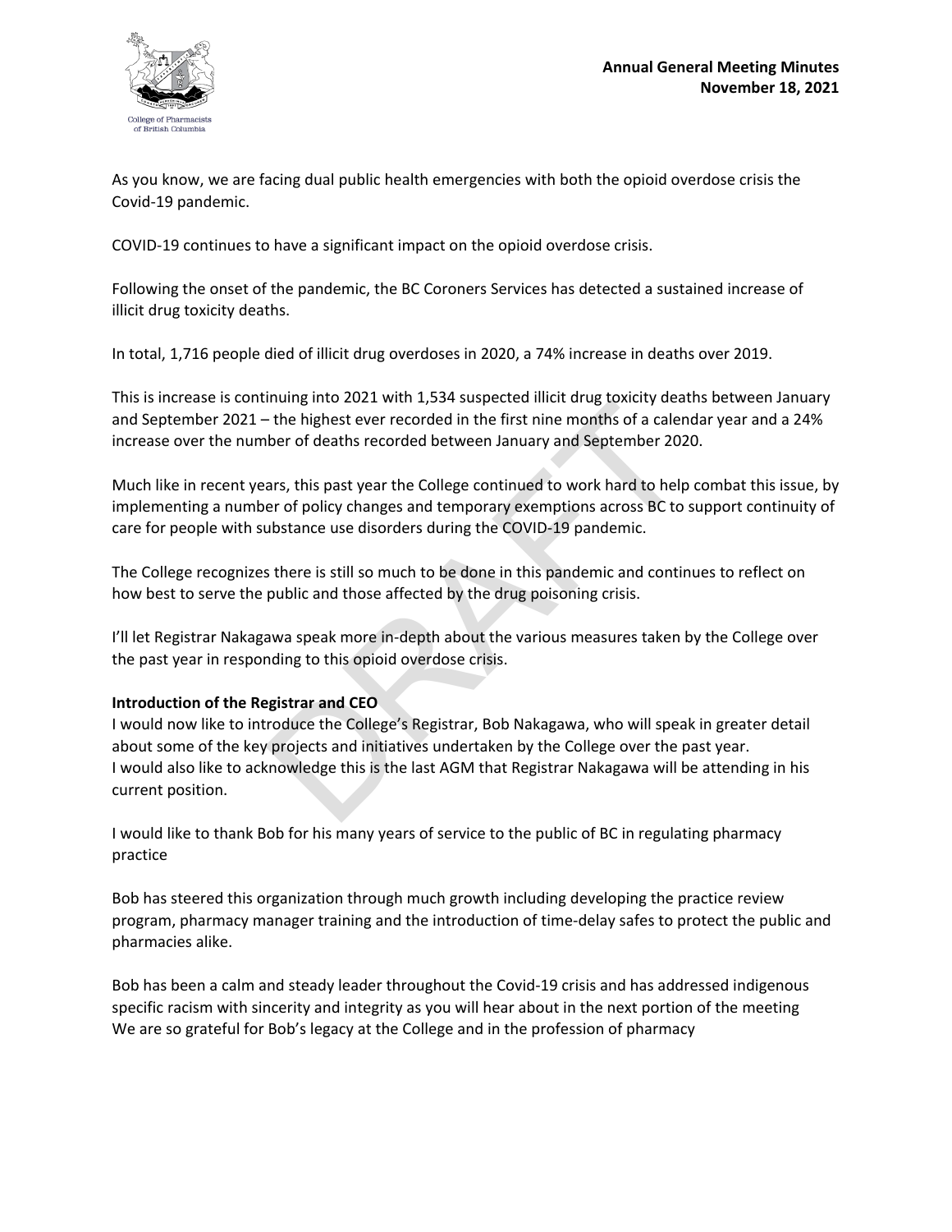As you know, we are facing dual public health emergencies with both the opioid overdose crisis the Covid-19 pandemic.

COVID-19 continues to have a significant impact on the opioid overdose crisis.

Following the onset of the pandemic, the BC Coroners Services has detected a sustained increase of illicit drug toxicity deaths.

In total, 1,716 people died of illicit drug overdoses in 2020, a 74% increase in deaths over 2019.

This is increase is continuing into 2021 with 1,534 suspected illicit drug toxicity deaths between January and September 2021 – the highest ever recorded in the first nine months of a calendar year and a 24% increase over the number of deaths recorded between January and September 2020.

Much like in recent years, this past year the College continued to work hard to help combat this issue, by implementing a number of policy changes and temporary exemptions across BC to support continuity of care for people with substance use disorders during the COVID-19 pandemic.

The College recognizes there is still so much to be done in this pandemic and continues to reflect on how best to serve the public and those affected by the drug poisoning crisis.

I'll let Registrar Nakagawa speak more in-depth about the various measures taken by the College over the past year in responding to this opioid overdose crisis.

**Introduction of the Registrar and CEO**

I would now like to introduce the College's Registrar, Bob Nakagawa, who will speak in greater detail about some of the key projects and initiatives undertaken by the College over the past year.
I would also like to acknowledge this is the last AGM that Registrar Nakagawa will be attending in his current position.

I would like to thank Bob for his many years of service to the public of BC in regulating pharmacy practice

Bob has steered this organization through much growth including developing the practice review program, pharmacy manager training and the introduction of time-delay safes to protect the public and pharmacies alike.

Bob has been a calm and steady leader throughout the Covid-19 crisis and has addressed indigenous specific racism with sincerity and integrity as you will hear about in the next portion of the meeting
We are so grateful for Bob's legacy at the College and in the profession of pharmacy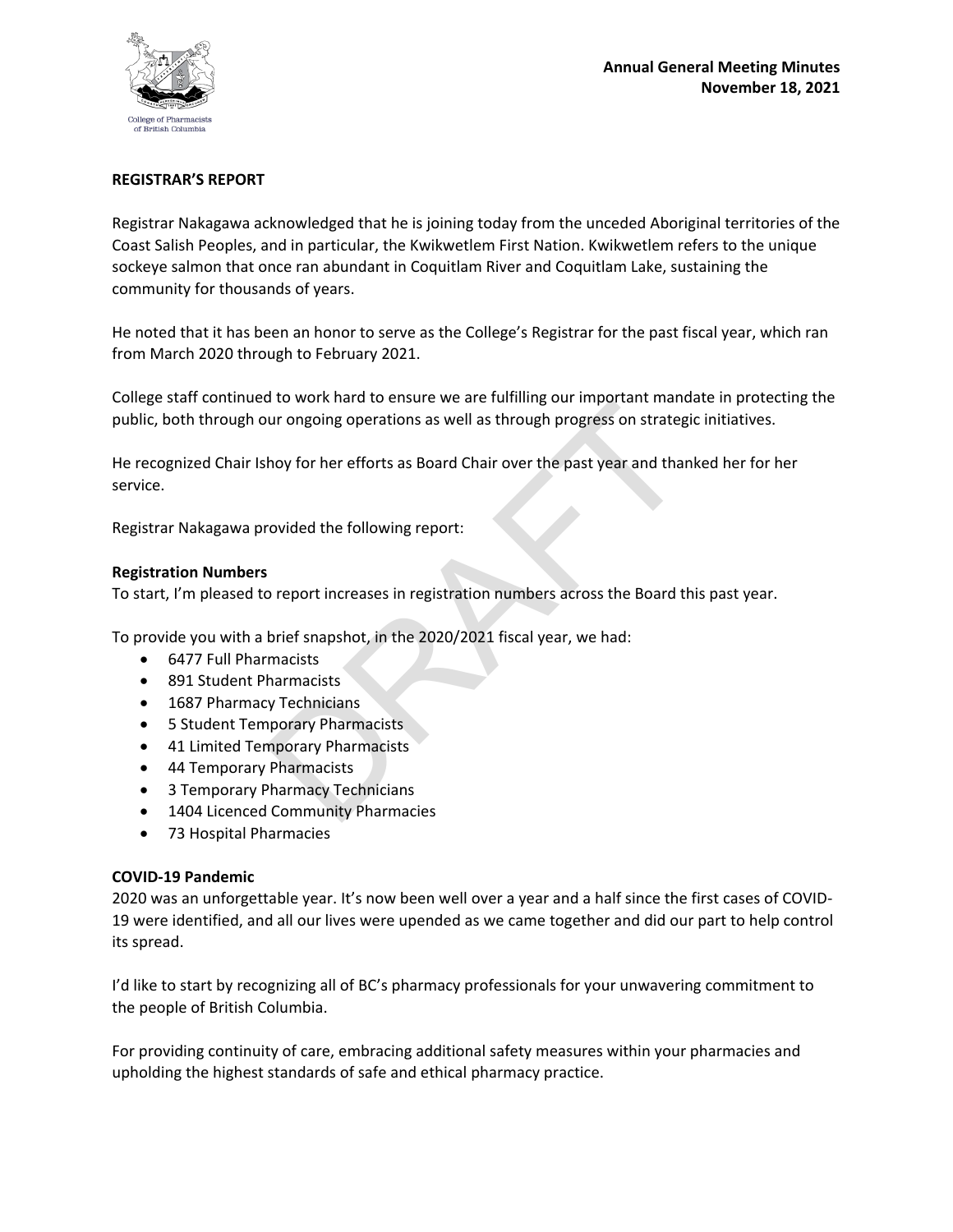**REGISTRAR'S REPORT**

Registrar Nakagawa acknowledged that he is joining today from the unceded Aboriginal territories of the Coast Salish Peoples, and in particular, the Kwikwetlem First Nation. Kwikwetlem refers to the unique sockeye salmon that once ran abundant in Coquitlam River and Coquitlam Lake, sustaining the community for thousands of years.

He noted that it has been an honor to serve as the College's Registrar for the past fiscal year, which ran from March 2020 through to February 2021.

College staff continued to work hard to ensure we are fulfilling our important mandate in protecting the public, both through our ongoing operations as well as through progress on strategic initiatives.

He recognized Chair Ishoy for her efforts as Board Chair over the past year and thanked her for her service.

Registrar Nakagawa provided the following report:

**Registration Numbers**

To start, I'm pleased to report increases in registration numbers across the Board this past year.

To provide you with a brief snapshot, in the 2020/2021 fiscal year, we had:

- 6477 Full Pharmacists
- 891 Student Pharmacists
- 1687 Pharmacy Technicians
- 5 Student Temporary Pharmacists
- 41 Limited Temporary Pharmacists
- 44 Temporary Pharmacists
- 3 Temporary Pharmacy Technicians
- 1404 Licenced Community Pharmacies
- 73 Hospital Pharmacies

**COVID-19 Pandemic**

2020 was an unforgettable year. It's now been well over a year and a half since the first cases of COVID-19 were identified, and all our lives were upended as we came together and did our part to help control its spread.

I'd like to start by recognizing all of BC's pharmacy professionals for your unwavering commitment to the people of British Columbia.

For providing continuity of care, embracing additional safety measures within your pharmacies and upholding the highest standards of safe and ethical pharmacy practice.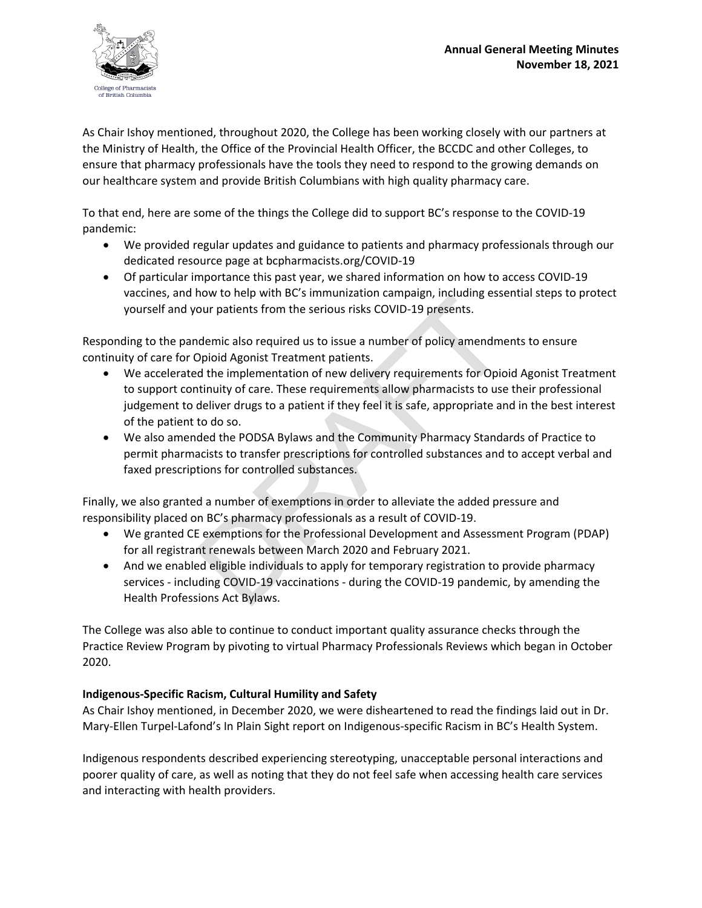As Chair Ishoy mentioned, throughout 2020, the College has been working closely with our partners at the Ministry of Health, the Office of the Provincial Health Officer, the BCCDC and other Colleges, to ensure that pharmacy professionals have the tools they need to respond to the growing demands on our healthcare system and provide British Columbians with high quality pharmacy care.

To that end, here are some of the things the College did to support BC's response to the COVID-19 pandemic:

- We provided regular updates and guidance to patients and pharmacy professionals through our dedicated resource page at bcpharmacists.org/COVID-19
- Of particular importance this past year, we shared information on how to access COVID-19 vaccines, and how to help with BC's immunization campaign, including essential steps to protect yourself and your patients from the serious risks COVID-19 presents.

Responding to the pandemic also required us to issue a number of policy amendments to ensure continuity of care for Opioid Agonist Treatment patients.

- We accelerated the implementation of new delivery requirements for Opioid Agonist Treatment to support continuity of care. These requirements allow pharmacists to use their professional judgement to deliver drugs to a patient if they feel it is safe, appropriate and in the best interest of the patient to do so.
- We also amended the PODSA Bylaws and the Community Pharmacy Standards of Practice to permit pharmacists to transfer prescriptions for controlled substances and to accept verbal and faxed prescriptions for controlled substances.

Finally, we also granted a number of exemptions in order to alleviate the added pressure and responsibility placed on BC's pharmacy professionals as a result of COVID-19.

- We granted CE exemptions for the Professional Development and Assessment Program (PDAP) for all registrant renewals between March 2020 and February 2021.
- And we enabled eligible individuals to apply for temporary registration to provide pharmacy services - including COVID-19 vaccinations - during the COVID-19 pandemic, by amending the Health Professions Act Bylaws.

The College was also able to continue to conduct important quality assurance checks through the Practice Review Program by pivoting to virtual Pharmacy Professionals Reviews which began in October 2020.

**Indigenous-Specific Racism, Cultural Humility and Safety**

As Chair Ishoy mentioned, in December 2020, we were disheartened to read the findings laid out in Dr. Mary-Ellen Turpel-Lafond's In Plain Sight report on Indigenous-specific Racism in BC's Health System.

Indigenous respondents described experiencing stereotyping, unacceptable personal interactions and poorer quality of care, as well as noting that they do not feel safe when accessing health care services and interacting with health providers.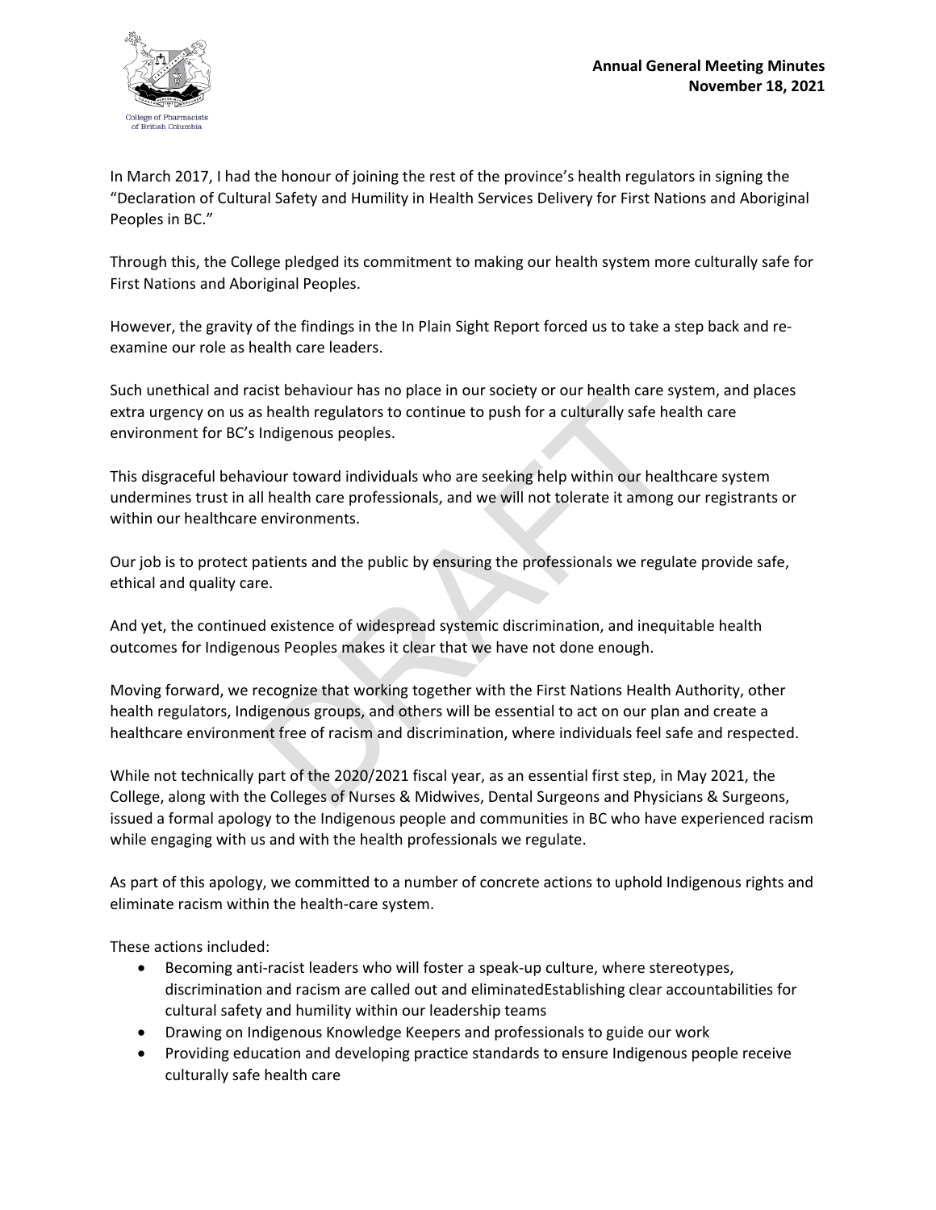In March 2017, I had the honour of joining the rest of the province's health regulators in signing the "Declaration of Cultural Safety and Humility in Health Services Delivery for First Nations and Aboriginal Peoples in BC."

Through this, the College pledged its commitment to making our health system more culturally safe for First Nations and Aboriginal Peoples.

However, the gravity of the findings in the In Plain Sight Report forced us to take a step back and re-examine our role as health care leaders.

Such unethical and racist behaviour has no place in our society or our health care system, and places extra urgency on us as health regulators to continue to push for a culturally safe health care environment for BC's Indigenous peoples.

This disgraceful behaviour toward individuals who are seeking help within our healthcare system undermines trust in all health care professionals, and we will not tolerate it among our registrants or within our healthcare environments.

Our job is to protect patients and the public by ensuring the professionals we regulate provide safe, ethical and quality care.

And yet, the continued existence of widespread systemic discrimination, and inequitable health outcomes for Indigenous Peoples makes it clear that we have not done enough.

Moving forward, we recognize that working together with the First Nations Health Authority, other health regulators, Indigenous groups, and others will be essential to act on our plan and create a healthcare environment free of racism and discrimination, where individuals feel safe and respected.

While not technically part of the 2020/2021 fiscal year, as an essential first step, in May 2021, the College, along with the Colleges of Nurses & Midwives, Dental Surgeons and Physicians & Surgeons, issued a formal apology to the Indigenous people and communities in BC who have experienced racism while engaging with us and with the health professionals we regulate.

As part of this apology, we committed to a number of concrete actions to uphold Indigenous rights and eliminate racism within the health-care system.

These actions included:

- Becoming anti-racist leaders who will foster a speak-up culture, where stereotypes, discrimination and racism are called out and eliminatedEstablishing clear accountabilities for cultural safety and humility within our leadership teams
- Drawing on Indigenous Knowledge Keepers and professionals to guide our work
- Providing education and developing practice standards to ensure Indigenous people receive culturally safe health care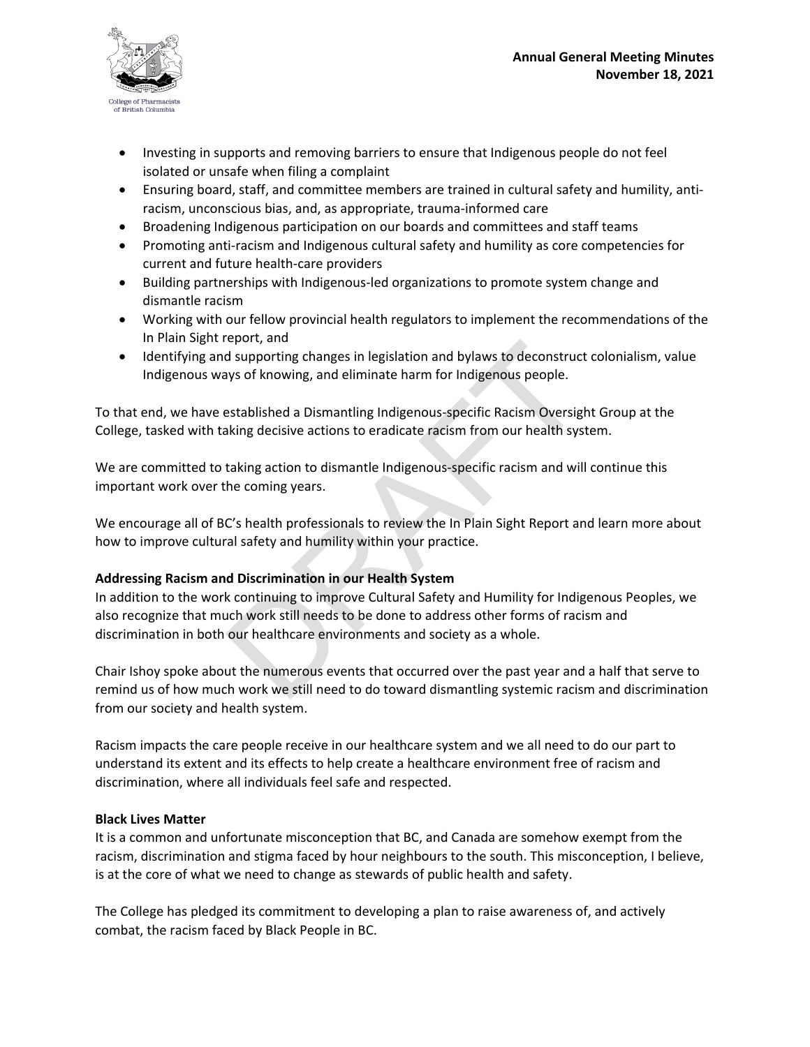- Investing in supports and removing barriers to ensure that Indigenous people do not feel isolated or unsafe when filing a complaint
- Ensuring board, staff, and committee members are trained in cultural safety and humility, anti-racism, unconscious bias, and, as appropriate, trauma-informed care
- Broadening Indigenous participation on our boards and committees and staff teams
- Promoting anti-racism and Indigenous cultural safety and humility as core competencies for current and future health-care providers
- Building partnerships with Indigenous-led organizations to promote system change and dismantle racism
- Working with our fellow provincial health regulators to implement the recommendations of the In Plain Sight report, and
- Identifying and supporting changes in legislation and bylaws to deconstruct colonialism, value Indigenous ways of knowing, and eliminate harm for Indigenous people.

To that end, we have established a Dismantling Indigenous-specific Racism Oversight Group at the College, tasked with taking decisive actions to eradicate racism from our health system.

We are committed to taking action to dismantle Indigenous-specific racism and will continue this important work over the coming years.

We encourage all of BC's health professionals to review the In Plain Sight Report and learn more about how to improve cultural safety and humility within your practice.

**Addressing Racism and Discrimination in our Health System**

In addition to the work continuing to improve Cultural Safety and Humility for Indigenous Peoples, we also recognize that much work still needs to be done to address other forms of racism and discrimination in both our healthcare environments and society as a whole.

Chair Ishoy spoke about the numerous events that occurred over the past year and a half that serve to remind us of how much work we still need to do toward dismantling systemic racism and discrimination from our society and health system.

Racism impacts the care people receive in our healthcare system and we all need to do our part to understand its extent and its effects to help create a healthcare environment free of racism and discrimination, where all individuals feel safe and respected.

**Black Lives Matter**

It is a common and unfortunate misconception that BC, and Canada are somehow exempt from the racism, discrimination and stigma faced by hour neighbours to the south. This misconception, I believe, is at the core of what we need to change as stewards of public health and safety.

The College has pledged its commitment to developing a plan to raise awareness of, and actively combat, the racism faced by Black People in BC.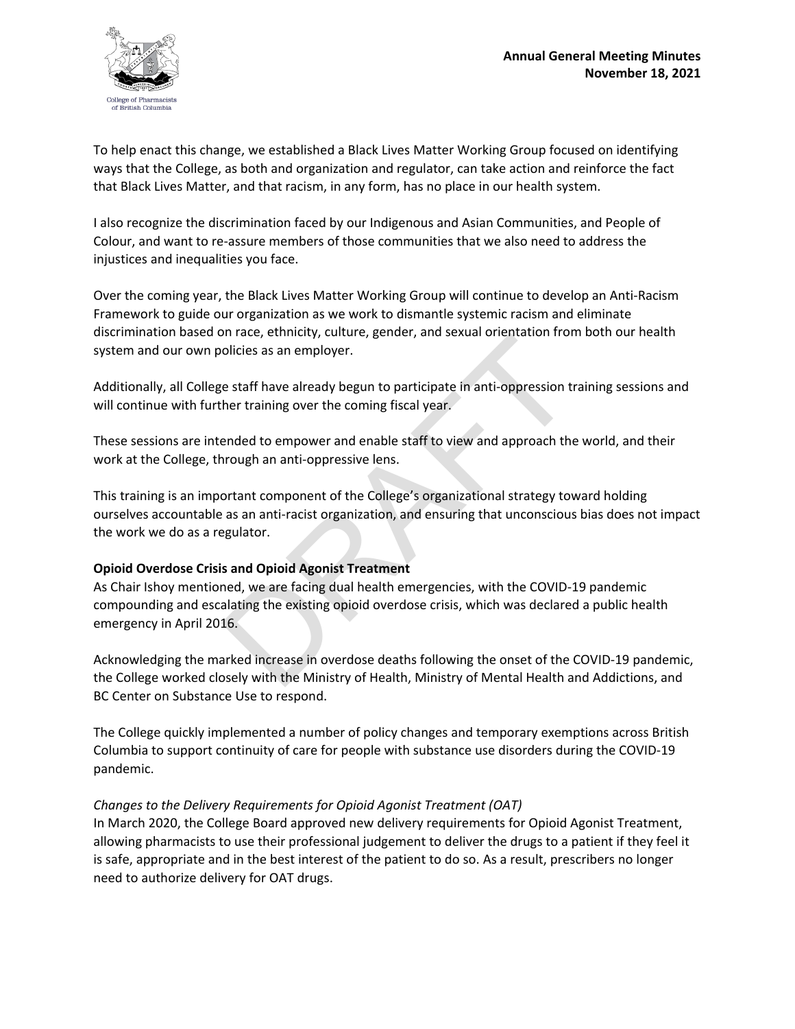To help enact this change, we established a Black Lives Matter Working Group focused on identifying ways that the College, as both and organization and regulator, can take action and reinforce the fact that Black Lives Matter, and that racism, in any form, has no place in our health system.

I also recognize the discrimination faced by our Indigenous and Asian Communities, and People of Colour, and want to re-assure members of those communities that we also need to address the injustices and inequalities you face.

Over the coming year, the Black Lives Matter Working Group will continue to develop an Anti-Racism Framework to guide our organization as we work to dismantle systemic racism and eliminate discrimination based on race, ethnicity, culture, gender, and sexual orientation from both our health system and our own policies as an employer.

Additionally, all College staff have already begun to participate in anti-oppression training sessions and will continue with further training over the coming fiscal year.

These sessions are intended to empower and enable staff to view and approach the world, and their work at the College, through an anti-oppressive lens.

This training is an important component of the College's organizational strategy toward holding ourselves accountable as an anti-racist organization, and ensuring that unconscious bias does not impact the work we do as a regulator.

**Opioid Overdose Crisis and Opioid Agonist Treatment**

As Chair Ishoy mentioned, we are facing dual health emergencies, with the COVID-19 pandemic compounding and escalating the existing opioid overdose crisis, which was declared a public health emergency in April 2016.

Acknowledging the marked increase in overdose deaths following the onset of the COVID-19 pandemic, the College worked closely with the Ministry of Health, Ministry of Mental Health and Addictions, and BC Center on Substance Use to respond.

The College quickly implemented a number of policy changes and temporary exemptions across British Columbia to support continuity of care for people with substance use disorders during the COVID-19 pandemic.

*Changes to the Delivery Requirements for Opioid Agonist Treatment (OAT)*

In March 2020, the College Board approved new delivery requirements for Opioid Agonist Treatment, allowing pharmacists to use their professional judgement to deliver the drugs to a patient if they feel it is safe, appropriate and in the best interest of the patient to do so. As a result, prescribers no longer need to authorize delivery for OAT drugs.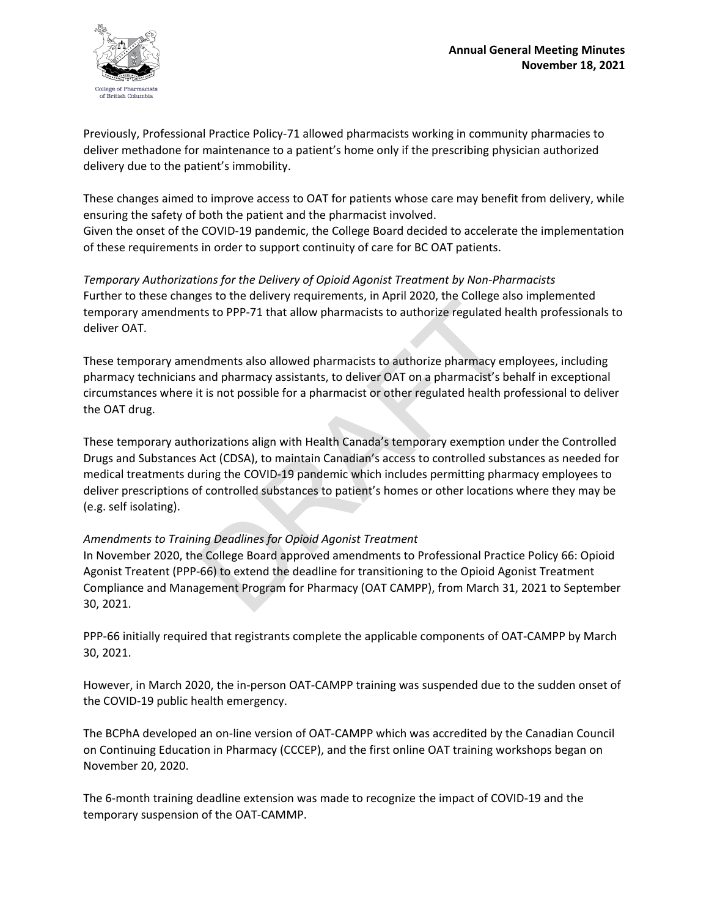Previously, Professional Practice Policy-71 allowed pharmacists working in community pharmacies to deliver methadone for maintenance to a patient's home only if the prescribing physician authorized delivery due to the patient's immobility.

These changes aimed to improve access to OAT for patients whose care may benefit from delivery, while ensuring the safety of both the patient and the pharmacist involved.
Given the onset of the COVID-19 pandemic, the College Board decided to accelerate the implementation of these requirements in order to support continuity of care for BC OAT patients.

*Temporary Authorizations for the Delivery of Opioid Agonist Treatment by Non-Pharmacists*
Further to these changes to the delivery requirements, in April 2020, the College also implemented temporary amendments to PPP-71 that allow pharmacists to authorize regulated health professionals to deliver OAT.

These temporary amendments also allowed pharmacists to authorize pharmacy employees, including pharmacy technicians and pharmacy assistants, to deliver OAT on a pharmacist's behalf in exceptional circumstances where it is not possible for a pharmacist or other regulated health professional to deliver the OAT drug.

These temporary authorizations align with Health Canada's temporary exemption under the Controlled Drugs and Substances Act (CDSA), to maintain Canadian's access to controlled substances as needed for medical treatments during the COVID-19 pandemic which includes permitting pharmacy employees to deliver prescriptions of controlled substances to patient's homes or other locations where they may be (e.g. self isolating).

*Amendments to Training Deadlines for Opioid Agonist Treatment*
In November 2020, the College Board approved amendments to Professional Practice Policy 66: Opioid Agonist Treatent (PPP-66) to extend the deadline for transitioning to the Opioid Agonist Treatment Compliance and Management Program for Pharmacy (OAT CAMPP), from March 31, 2021 to September 30, 2021.

PPP-66 initially required that registrants complete the applicable components of OAT-CAMPP by March 30, 2021.

However, in March 2020, the in-person OAT-CAMPP training was suspended due to the sudden onset of the COVID-19 public health emergency.

The BCPhA developed an on-line version of OAT-CAMPP which was accredited by the Canadian Council on Continuing Education in Pharmacy (CCCEP), and the first online OAT training workshops began on November 20, 2020.

The 6-month training deadline extension was made to recognize the impact of COVID-19 and the temporary suspension of the OAT-CAMMP.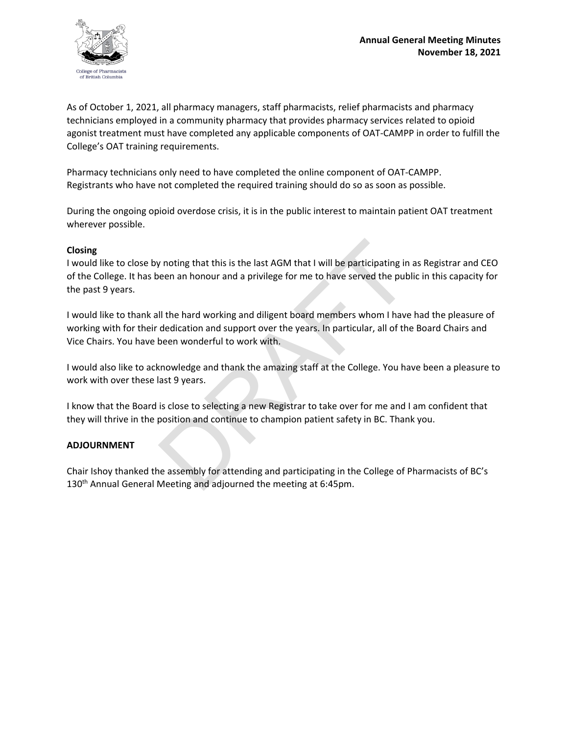As of October 1, 2021, all pharmacy managers, staff pharmacists, relief pharmacists and pharmacy technicians employed in a community pharmacy that provides pharmacy services related to opioid agonist treatment must have completed any applicable components of OAT-CAMPP in order to fulfill the College's OAT training requirements.

Pharmacy technicians only need to have completed the online component of OAT-CAMPP.
Registrants who have not completed the required training should do so as soon as possible.

During the ongoing opioid overdose crisis, it is in the public interest to maintain patient OAT treatment wherever possible.

**Closing**

I would like to close by noting that this is the last AGM that I will be participating in as Registrar and CEO of the College. It has been an honour and a privilege for me to have served the public in this capacity for the past 9 years.

I would like to thank all the hard working and diligent board members whom I have had the pleasure of working with for their dedication and support over the years. In particular, all of the Board Chairs and Vice Chairs. You have been wonderful to work with.

I would also like to acknowledge and thank the amazing staff at the College. You have been a pleasure to work with over these last 9 years.

I know that the Board is close to selecting a new Registrar to take over for me and I am confident that they will thrive in the position and continue to champion patient safety in BC. Thank you.

**ADJOURNMENT**

Chair Ishoy thanked the assembly for attending and participating in the College of Pharmacists of BC's 130th Annual General Meeting and adjourned the meeting at 6:45pm.